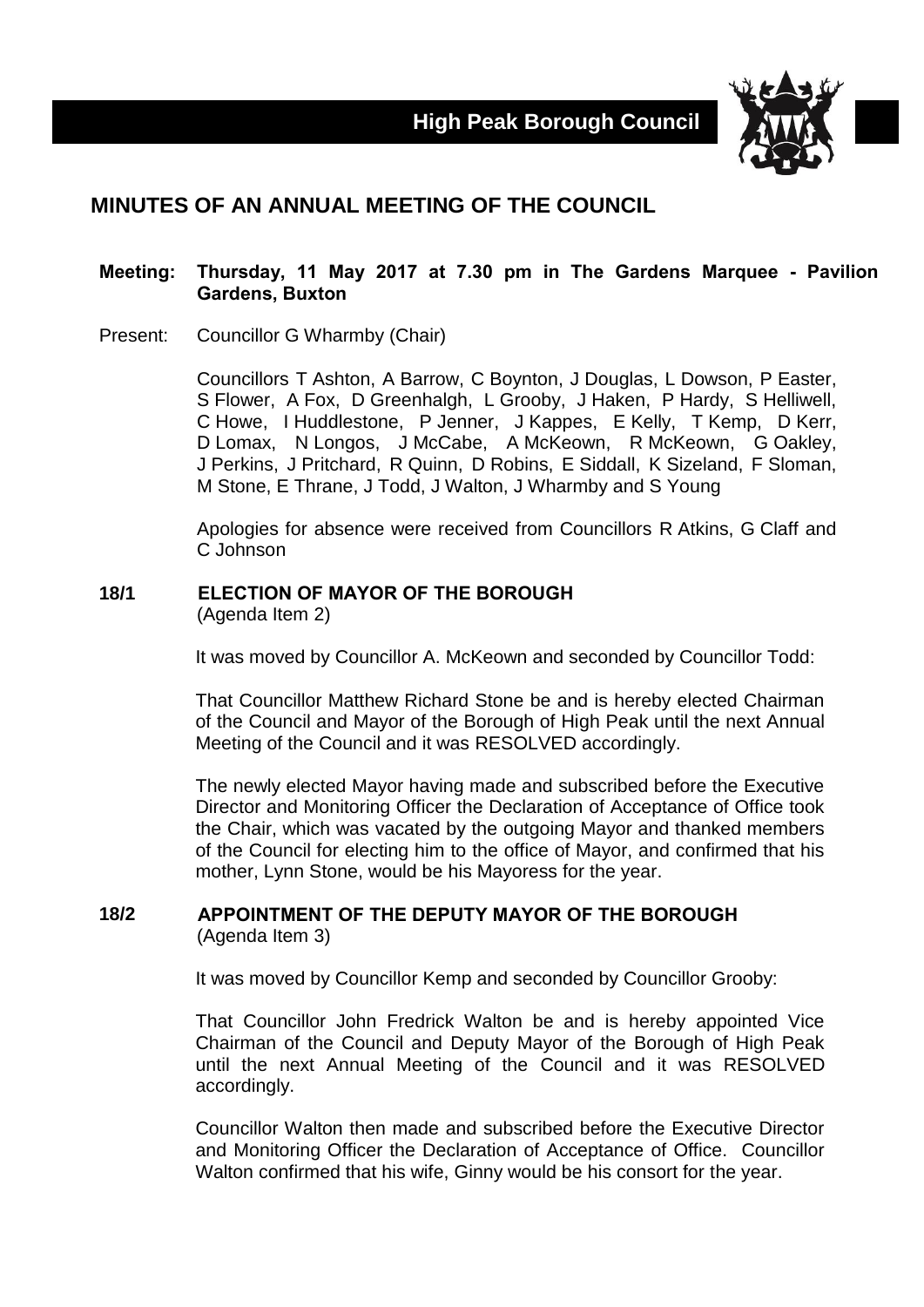**High Peak Borough Council**

# MINUTES OF AN ANNUAL MEETING OF THE COUNCIL

**Meeting: Thursday, 11 May 2017 at 7.30 pm in The Gardens Marquee - Pavilion Gardens, Buxton**

Present: Councillor G Wharmby (Chair)

Councillors T Ashton, A Barrow, C Boynton, J Douglas, L Dowson, P Easter, S Flower, A Fox, D Greenhalgh, L Grooby, J Haken, P Hardy, S Helliwell, C Howe, I Huddlestone, P Jenner, J Kappes, E Kelly, T Kemp, D Kerr, D Lomax, N Longos, J McCabe, A McKeown, R McKeown, G Oakley, J Perkins, J Pritchard, R Quinn, D Robins, E Siddall, K Sizeland, F Sloman, M Stone, E Thrane, J Todd, J Walton, J Wharmby and S Young

Apologies for absence were received from Councillors R Atkins, G Claff and C Johnson

## 18/1 ELECTION OF MAYOR OF THE BOROUGH

(Agenda Item 2)

It was moved by Councillor A. McKeown and seconded by Councillor Todd:

That Councillor Matthew Richard Stone be and is hereby elected Chairman of the Council and Mayor of the Borough of High Peak until the next Annual Meeting of the Council and it was RESOLVED accordingly.

The newly elected Mayor having made and subscribed before the Executive Director and Monitoring Officer the Declaration of Acceptance of Office took the Chair, which was vacated by the outgoing Mayor and thanked members of the Council for electing him to the office of Mayor, and confirmed that his mother, Lynn Stone, would be his Mayoress for the year.

## 18/2 APPOINTMENT OF THE DEPUTY MAYOR OF THE BOROUGH

(Agenda Item 3)

It was moved by Councillor Kemp and seconded by Councillor Grooby:

That Councillor John Fredrick Walton be and is hereby appointed Vice Chairman of the Council and Deputy Mayor of the Borough of High Peak until the next Annual Meeting of the Council and it was RESOLVED accordingly.

Councillor Walton then made and subscribed before the Executive Director and Monitoring Officer the Declaration of Acceptance of Office. Councillor Walton confirmed that his wife, Ginny would be his consort for the year.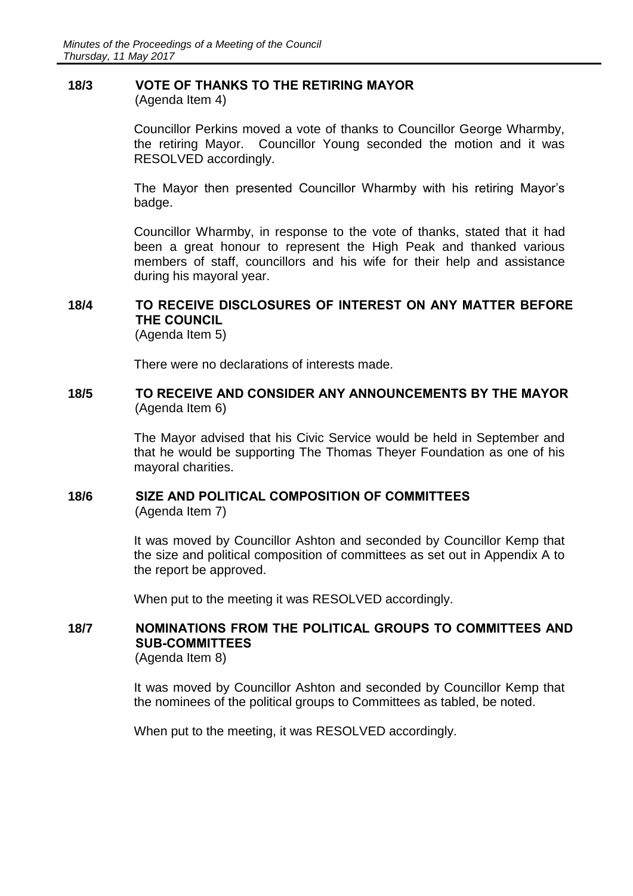## 18/3 VOTE OF THANKS TO THE RETIRING MAYOR
(Agenda Item 4)

Councillor Perkins moved a vote of thanks to Councillor George Wharmby, the retiring Mayor. Councillor Young seconded the motion and it was RESOLVED accordingly.

The Mayor then presented Councillor Wharmby with his retiring Mayor's badge.

Councillor Wharmby, in response to the vote of thanks, stated that it had been a great honour to represent the High Peak and thanked various members of staff, councillors and his wife for their help and assistance during his mayoral year.

## 18/4 TO RECEIVE DISCLOSURES OF INTEREST ON ANY MATTER BEFORE THE COUNCIL
(Agenda Item 5)

There were no declarations of interests made.

## 18/5 TO RECEIVE AND CONSIDER ANY ANNOUNCEMENTS BY THE MAYOR
(Agenda Item 6)

The Mayor advised that his Civic Service would be held in September and that he would be supporting The Thomas Theyer Foundation as one of his mayoral charities.

## 18/6 SIZE AND POLITICAL COMPOSITION OF COMMITTEES
(Agenda Item 7)

It was moved by Councillor Ashton and seconded by Councillor Kemp that the size and political composition of committees as set out in Appendix A to the report be approved.

When put to the meeting it was RESOLVED accordingly.

## 18/7 NOMINATIONS FROM THE POLITICAL GROUPS TO COMMITTEES AND SUB-COMMITTEES
(Agenda Item 8)

It was moved by Councillor Ashton and seconded by Councillor Kemp that the nominees of the political groups to Committees as tabled, be noted.

When put to the meeting, it was RESOLVED accordingly.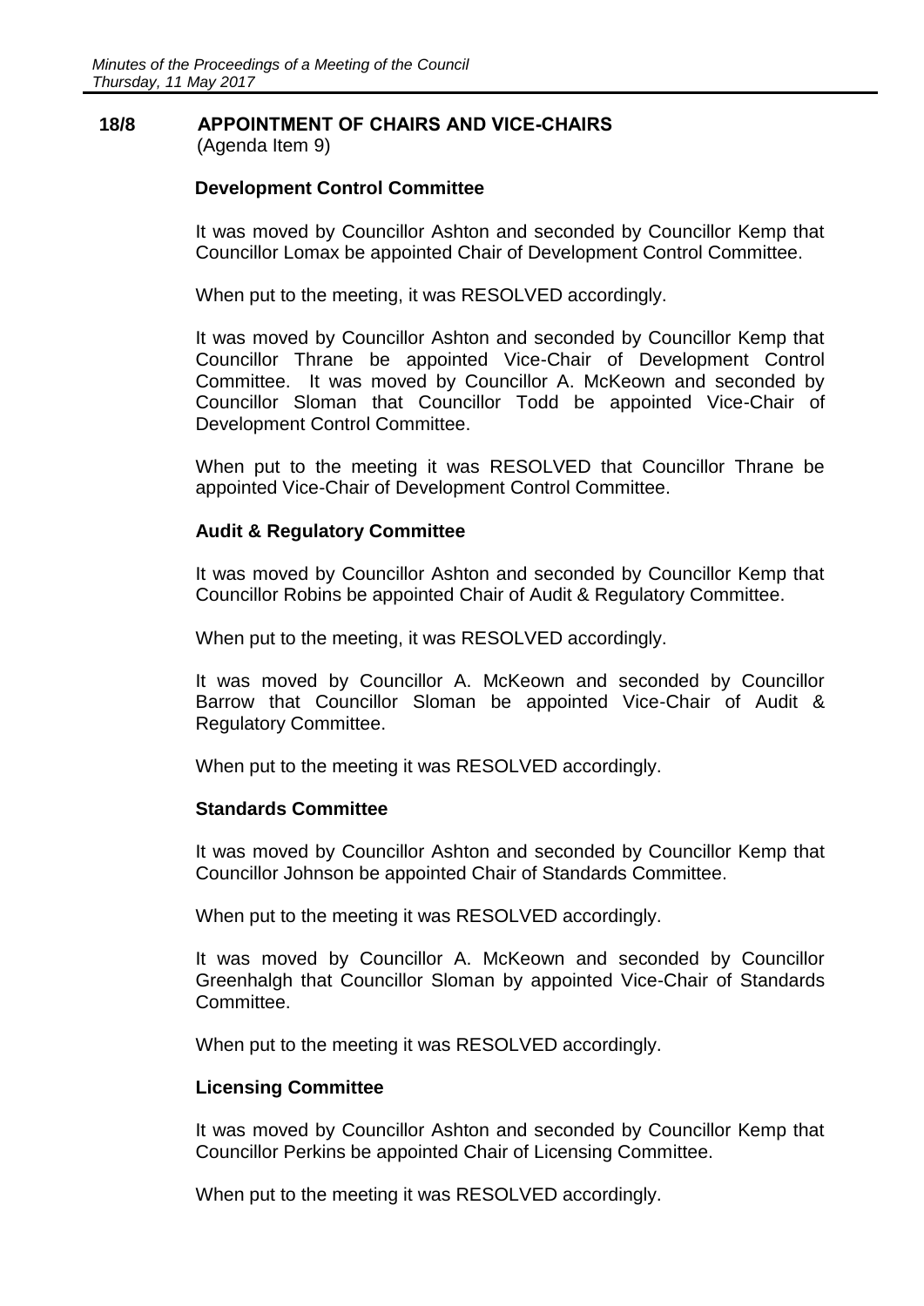## 18/8 APPOINTMENT OF CHAIRS AND VICE-CHAIRS
(Agenda Item 9)

### Development Control Committee

It was moved by Councillor Ashton and seconded by Councillor Kemp that Councillor Lomax be appointed Chair of Development Control Committee.

When put to the meeting, it was RESOLVED accordingly.

It was moved by Councillor Ashton and seconded by Councillor Kemp that Councillor Thrane be appointed Vice-Chair of Development Control Committee. It was moved by Councillor A. McKeown and seconded by Councillor Sloman that Councillor Todd be appointed Vice-Chair of Development Control Committee.

When put to the meeting it was RESOLVED that Councillor Thrane be appointed Vice-Chair of Development Control Committee.

### Audit & Regulatory Committee

It was moved by Councillor Ashton and seconded by Councillor Kemp that Councillor Robins be appointed Chair of Audit & Regulatory Committee.

When put to the meeting, it was RESOLVED accordingly.

It was moved by Councillor A. McKeown and seconded by Councillor Barrow that Councillor Sloman be appointed Vice-Chair of Audit & Regulatory Committee.

When put to the meeting it was RESOLVED accordingly.

### Standards Committee

It was moved by Councillor Ashton and seconded by Councillor Kemp that Councillor Johnson be appointed Chair of Standards Committee.

When put to the meeting it was RESOLVED accordingly.

It was moved by Councillor A. McKeown and seconded by Councillor Greenhalgh that Councillor Sloman by appointed Vice-Chair of Standards Committee.

When put to the meeting it was RESOLVED accordingly.

### Licensing Committee

It was moved by Councillor Ashton and seconded by Councillor Kemp that Councillor Perkins be appointed Chair of Licensing Committee.

When put to the meeting it was RESOLVED accordingly.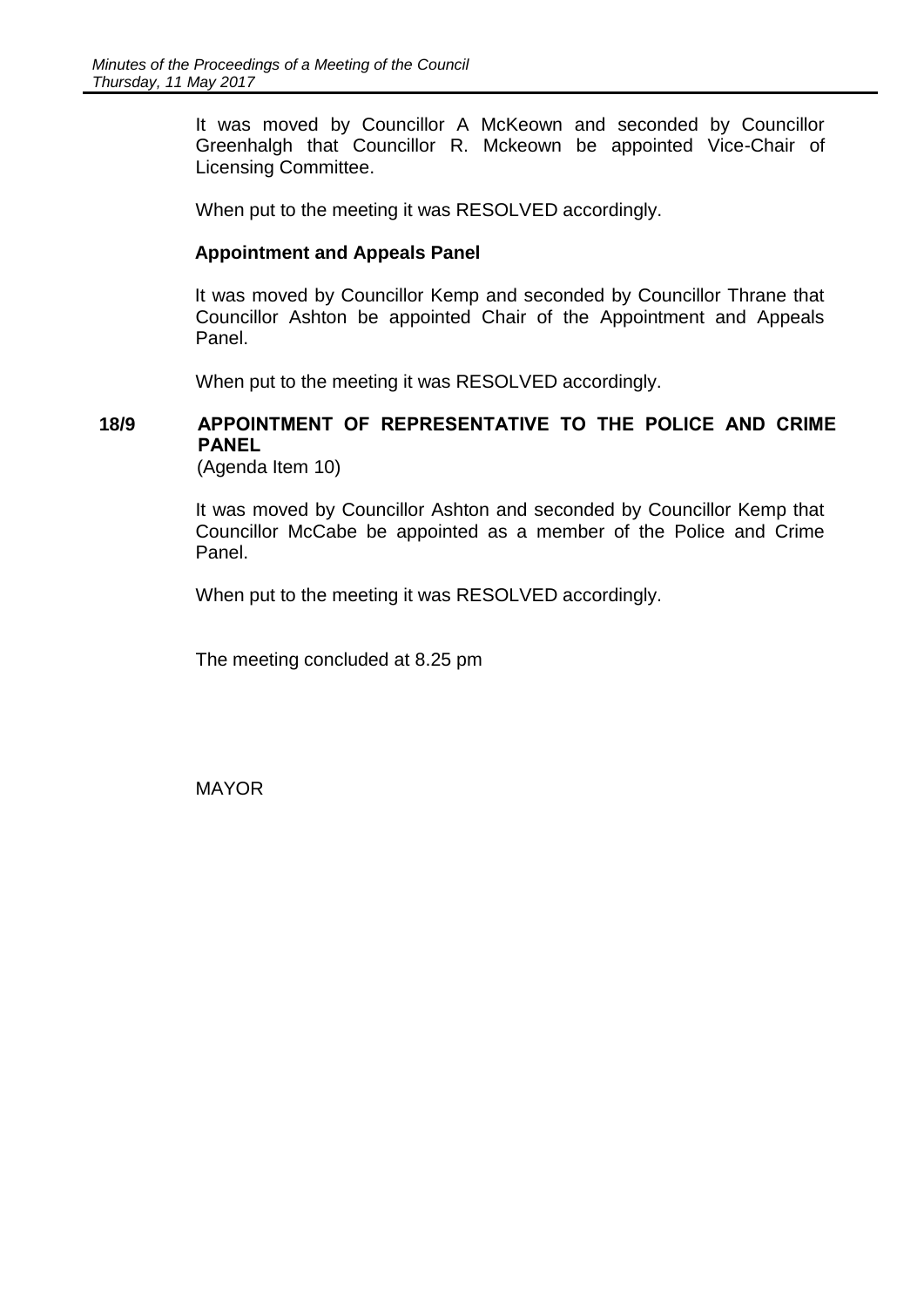It was moved by Councillor A McKeown and seconded by Councillor Greenhalgh that Councillor R. Mckeown be appointed Vice-Chair of Licensing Committee.

When put to the meeting it was RESOLVED accordingly.

**Appointment and Appeals Panel**

It was moved by Councillor Kemp and seconded by Councillor Thrane that Councillor Ashton be appointed Chair of the Appointment and Appeals Panel.

When put to the meeting it was RESOLVED accordingly.

## 18/9 APPOINTMENT OF REPRESENTATIVE TO THE POLICE AND CRIME PANEL

(Agenda Item 10)

It was moved by Councillor Ashton and seconded by Councillor Kemp that Councillor McCabe be appointed as a member of the Police and Crime Panel.

When put to the meeting it was RESOLVED accordingly.

The meeting concluded at 8.25 pm

MAYOR